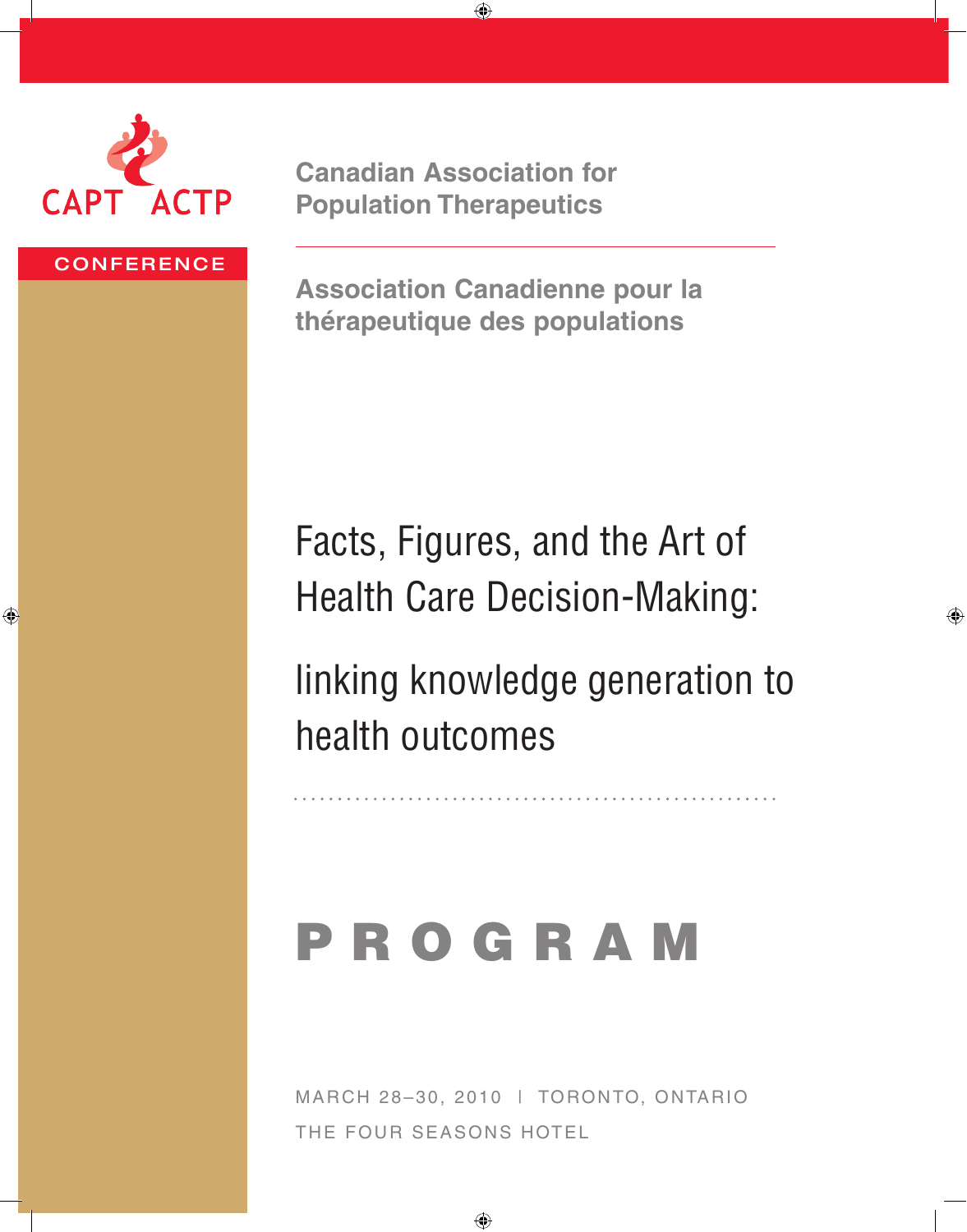CAPT ACTP

CONFERENCE

**Canadian Association for Population Therapeutics**

**Association Canadienne pour la thérapeutique des populations**

# Facts, Figures, and the Art of Health Care Decision-Making:

## linking knowledge generation to health outcomes

# PROGRAM

MARCH 28–30, 2010 | TORONTO, ONTARIO

THE FOUR SEASONS HOTEL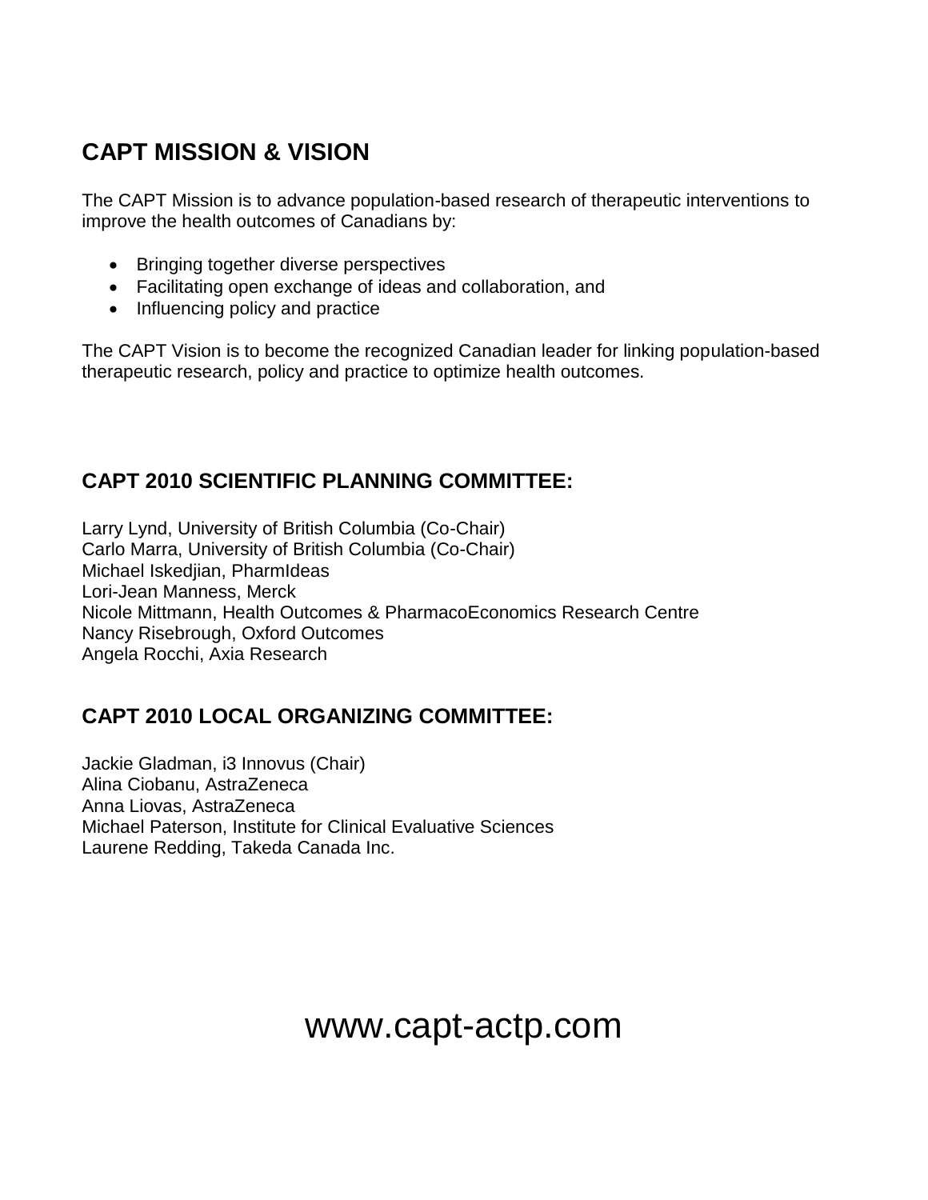## CAPT MISSION & VISION

The CAPT Mission is to advance population-based research of therapeutic interventions to improve the health outcomes of Canadians by:

- Bringing together diverse perspectives
- Facilitating open exchange of ideas and collaboration, and
- Influencing policy and practice

The CAPT Vision is to become the recognized Canadian leader for linking population-based therapeutic research, policy and practice to optimize health outcomes.

## CAPT 2010 SCIENTIFIC PLANNING COMMITTEE:

Larry Lynd, University of British Columbia (Co-Chair)
Carlo Marra, University of British Columbia (Co-Chair)
Michael Iskedjian, PharmIdeas
Lori-Jean Manness, Merck
Nicole Mittmann, Health Outcomes & PharmacoEconomics Research Centre
Nancy Risebrough, Oxford Outcomes
Angela Rocchi, Axia Research

## CAPT 2010 LOCAL ORGANIZING COMMITTEE:

Jackie Gladman, i3 Innovus (Chair)
Alina Ciobanu, AstraZeneca
Anna Liovas, AstraZeneca
Michael Paterson, Institute for Clinical Evaluative Sciences
Laurene Redding, Takeda Canada Inc.

www.capt-actp.com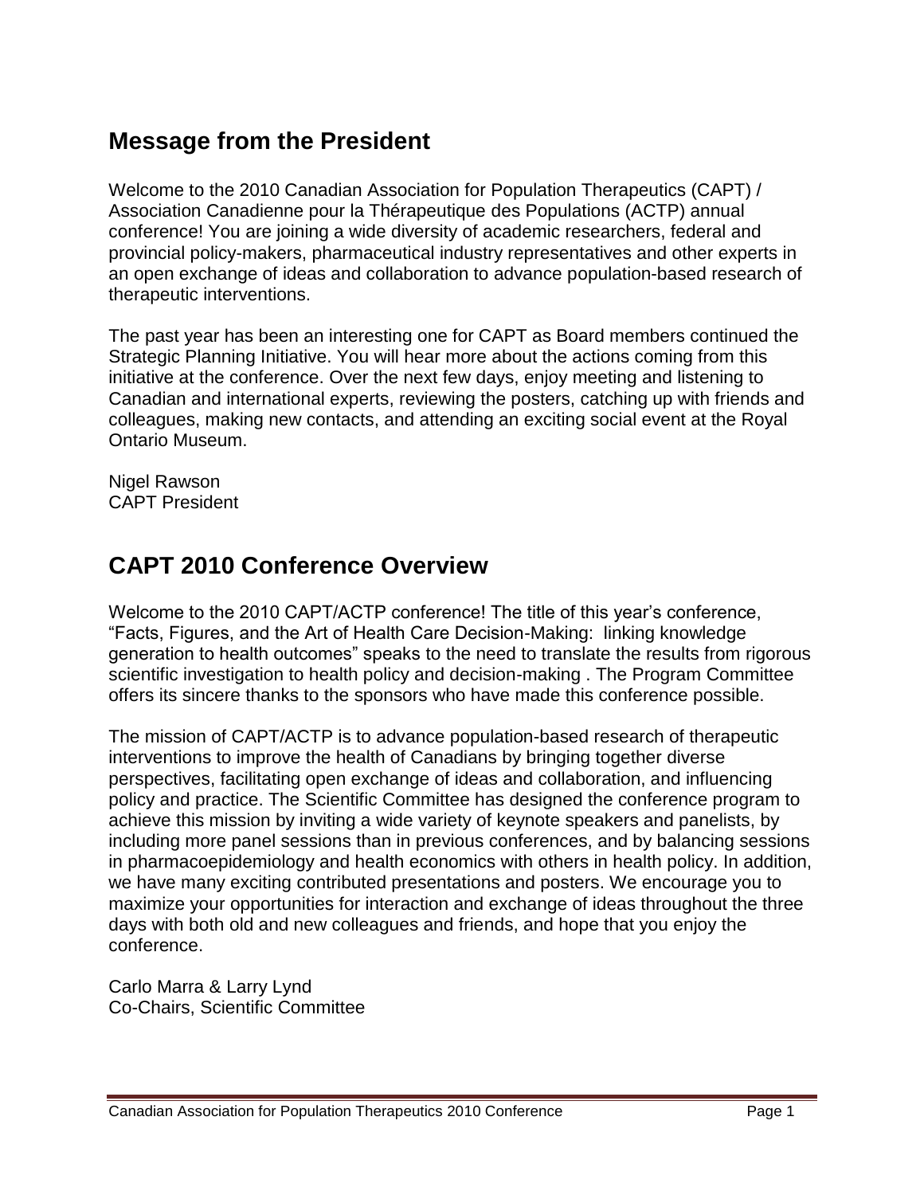## Message from the President

Welcome to the 2010 Canadian Association for Population Therapeutics (CAPT) / Association Canadienne pour la Thérapeutique des Populations (ACTP) annual conference! You are joining a wide diversity of academic researchers, federal and provincial policy-makers, pharmaceutical industry representatives and other experts in an open exchange of ideas and collaboration to advance population-based research of therapeutic interventions.

The past year has been an interesting one for CAPT as Board members continued the Strategic Planning Initiative. You will hear more about the actions coming from this initiative at the conference. Over the next few days, enjoy meeting and listening to Canadian and international experts, reviewing the posters, catching up with friends and colleagues, making new contacts, and attending an exciting social event at the Royal Ontario Museum.

Nigel Rawson
CAPT President

## CAPT 2010 Conference Overview

Welcome to the 2010 CAPT/ACTP conference! The title of this year's conference, "Facts, Figures, and the Art of Health Care Decision-Making: linking knowledge generation to health outcomes" speaks to the need to translate the results from rigorous scientific investigation to health policy and decision-making . The Program Committee offers its sincere thanks to the sponsors who have made this conference possible.

The mission of CAPT/ACTP is to advance population-based research of therapeutic interventions to improve the health of Canadians by bringing together diverse perspectives, facilitating open exchange of ideas and collaboration, and influencing policy and practice. The Scientific Committee has designed the conference program to achieve this mission by inviting a wide variety of keynote speakers and panelists, by including more panel sessions than in previous conferences, and by balancing sessions in pharmacoepidemiology and health economics with others in health policy. In addition, we have many exciting contributed presentations and posters. We encourage you to maximize your opportunities for interaction and exchange of ideas throughout the three days with both old and new colleagues and friends, and hope that you enjoy the conference.

Carlo Marra & Larry Lynd
Co-Chairs, Scientific Committee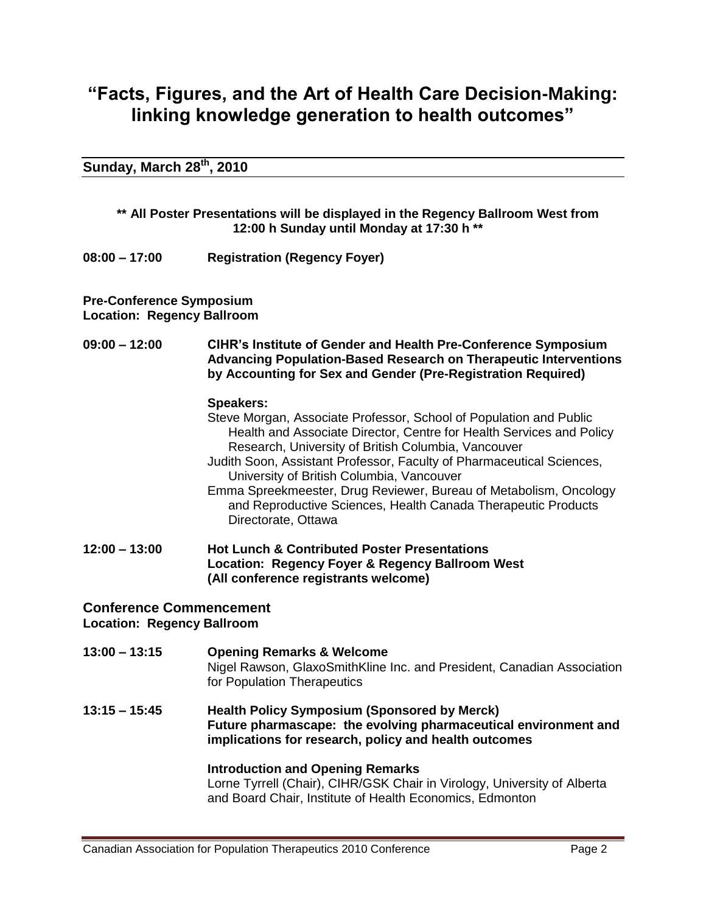# "Facts, Figures, and the Art of Health Care Decision-Making: linking knowledge generation to health outcomes"

## Sunday, March 28th, 2010

**\*\* All Poster Presentations will be displayed in the Regency Ballroom West from 12:00 h Sunday until Monday at 17:30 h \*\***

**08:00 – 17:00** **Registration (Regency Foyer)**

**Pre-Conference Symposium**
**Location: Regency Ballroom**

**09:00 – 12:00** **CIHR's Institute of Gender and Health Pre-Conference Symposium Advancing Population-Based Research on Therapeutic Interventions by Accounting for Sex and Gender (Pre-Registration Required)**

**Speakers:**

Steve Morgan, Associate Professor, School of Population and Public Health and Associate Director, Centre for Health Services and Policy Research, University of British Columbia, Vancouver

Judith Soon, Assistant Professor, Faculty of Pharmaceutical Sciences, University of British Columbia, Vancouver

Emma Spreekmeester, Drug Reviewer, Bureau of Metabolism, Oncology and Reproductive Sciences, Health Canada Therapeutic Products Directorate, Ottawa

**12:00 – 13:00** **Hot Lunch & Contributed Poster Presentations**
**Location: Regency Foyer & Regency Ballroom West**
**(All conference registrants welcome)**

### Conference Commencement
**Location: Regency Ballroom**

**13:00 – 13:15** **Opening Remarks & Welcome**
Nigel Rawson, GlaxoSmithKline Inc. and President, Canadian Association for Population Therapeutics

**13:15 – 15:45** **Health Policy Symposium (Sponsored by Merck)**
**Future pharmascape: the evolving pharmaceutical environment and implications for research, policy and health outcomes**

**Introduction and Opening Remarks**
Lorne Tyrrell (Chair), CIHR/GSK Chair in Virology, University of Alberta and Board Chair, Institute of Health Economics, Edmonton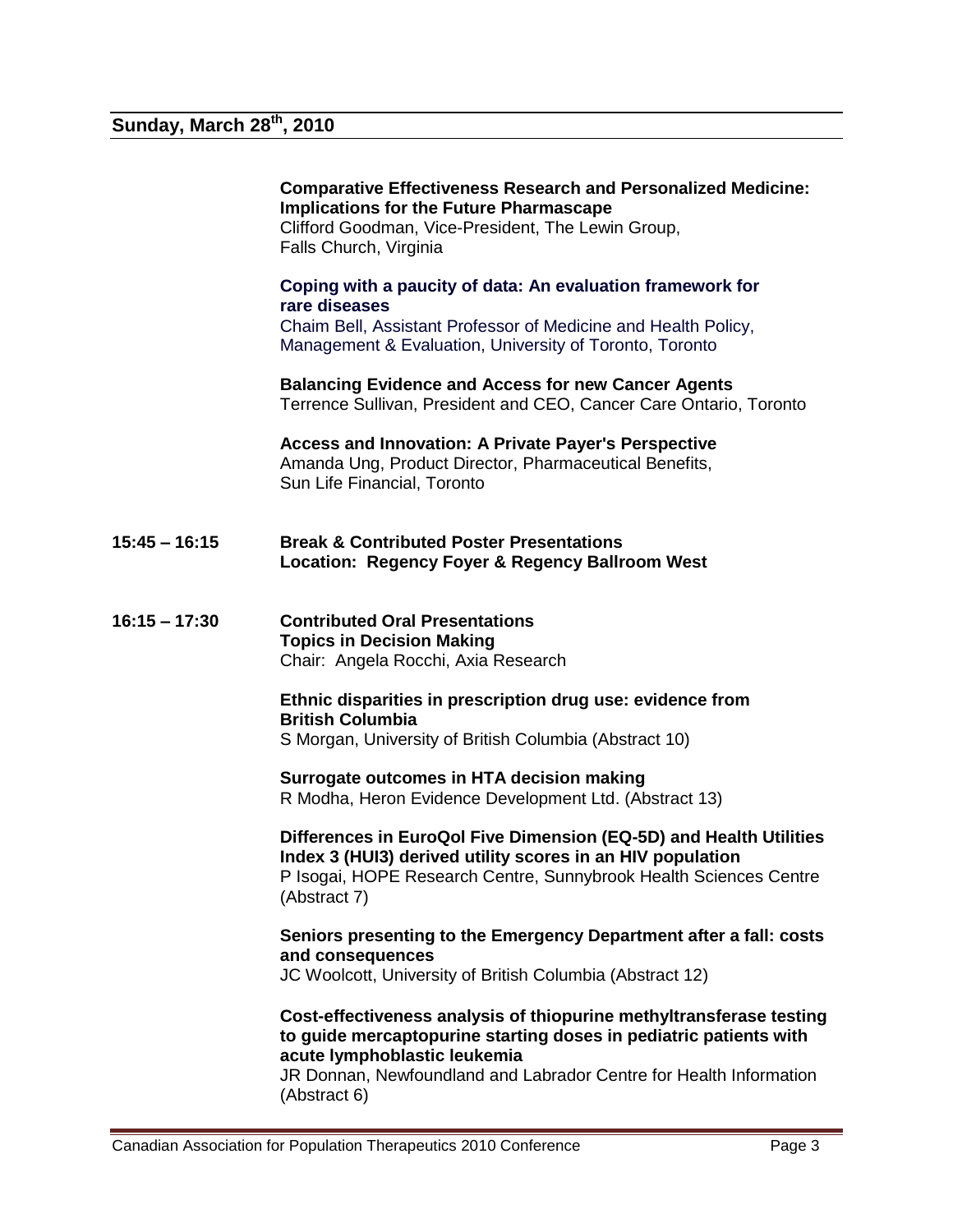## Sunday, March 28th, 2010

**Comparative Effectiveness Research and Personalized Medicine: Implications for the Future Pharmascape**
Clifford Goodman, Vice-President, The Lewin Group, Falls Church, Virginia

**Coping with a paucity of data: An evaluation framework for rare diseases**
Chaim Bell, Assistant Professor of Medicine and Health Policy, Management & Evaluation, University of Toronto, Toronto

**Balancing Evidence and Access for new Cancer Agents**
Terrence Sullivan, President and CEO, Cancer Care Ontario, Toronto

**Access and Innovation: A Private Payer's Perspective**
Amanda Ung, Product Director, Pharmaceutical Benefits, Sun Life Financial, Toronto

**15:45 – 16:15** **Break & Contributed Poster Presentations**
**Location: Regency Foyer & Regency Ballroom West**

**16:15 – 17:30** **Contributed Oral Presentations**
**Topics in Decision Making**
Chair: Angela Rocchi, Axia Research

**Ethnic disparities in prescription drug use: evidence from British Columbia**
S Morgan, University of British Columbia (Abstract 10)

**Surrogate outcomes in HTA decision making**
R Modha, Heron Evidence Development Ltd. (Abstract 13)

**Differences in EuroQol Five Dimension (EQ-5D) and Health Utilities Index 3 (HUI3) derived utility scores in an HIV population**
P Isogai, HOPE Research Centre, Sunnybrook Health Sciences Centre (Abstract 7)

**Seniors presenting to the Emergency Department after a fall: costs and consequences**
JC Woolcott, University of British Columbia (Abstract 12)

**Cost-effectiveness analysis of thiopurine methyltransferase testing to guide mercaptopurine starting doses in pediatric patients with acute lymphoblastic leukemia**
JR Donnan, Newfoundland and Labrador Centre for Health Information (Abstract 6)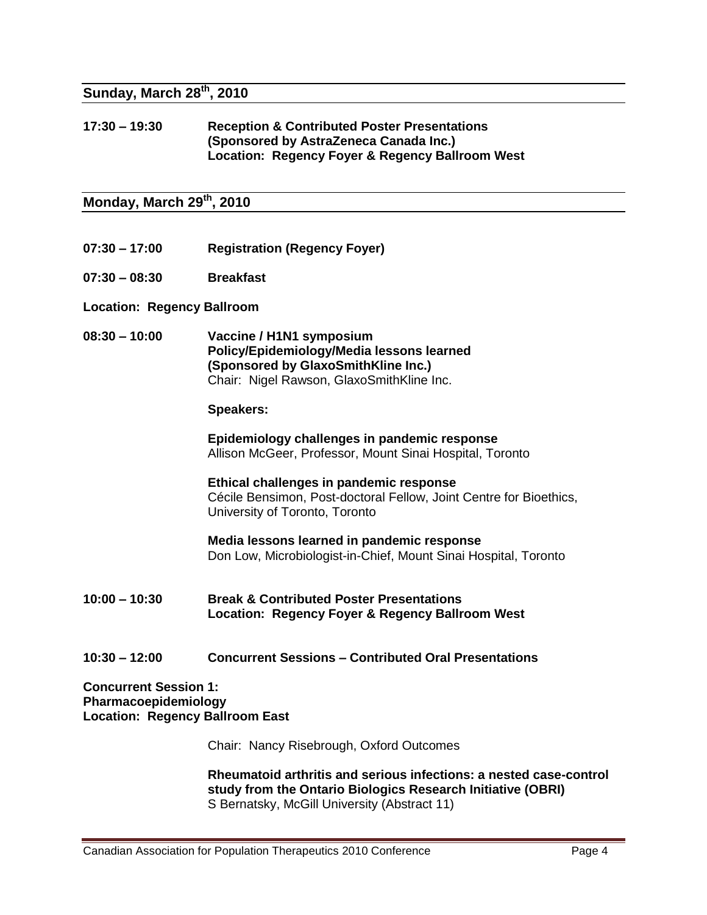## Sunday, March 28th, 2010

**17:30 – 19:30** **Reception & Contributed Poster Presentations**
**(Sponsored by AstraZeneca Canada Inc.)**
**Location: Regency Foyer & Regency Ballroom West**

## Monday, March 29th, 2010

**07:30 – 17:00** **Registration (Regency Foyer)**

**07:30 – 08:30** **Breakfast**

**Location: Regency Ballroom**

**08:30 – 10:00** **Vaccine / H1N1 symposium**
**Policy/Epidemiology/Media lessons learned**
**(Sponsored by GlaxoSmithKline Inc.)**
Chair: Nigel Rawson, GlaxoSmithKline Inc.

**Speakers:**

**Epidemiology challenges in pandemic response**
Allison McGeer, Professor, Mount Sinai Hospital, Toronto

**Ethical challenges in pandemic response**
Cécile Bensimon, Post-doctoral Fellow, Joint Centre for Bioethics, University of Toronto, Toronto

**Media lessons learned in pandemic response**
Don Low, Microbiologist-in-Chief, Mount Sinai Hospital, Toronto

**10:00 – 10:30** **Break & Contributed Poster Presentations**
**Location: Regency Foyer & Regency Ballroom West**

**10:30 – 12:00** **Concurrent Sessions – Contributed Oral Presentations**

**Concurrent Session 1:**
**Pharmacoepidemiology**
**Location: Regency Ballroom East**

Chair: Nancy Risebrough, Oxford Outcomes

**Rheumatoid arthritis and serious infections: a nested case-control study from the Ontario Biologics Research Initiative (OBRI)**
S Bernatsky, McGill University (Abstract 11)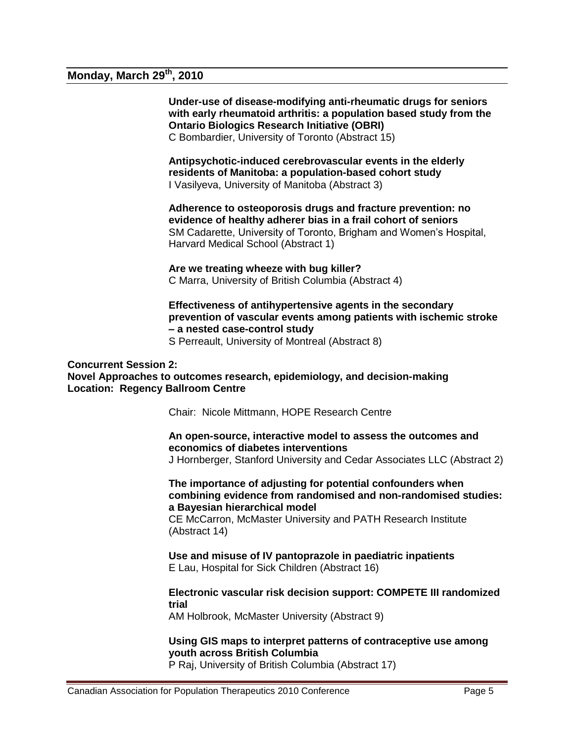## Monday, March 29th, 2010

**Under-use of disease-modifying anti-rheumatic drugs for seniors with early rheumatoid arthritis: a population based study from the Ontario Biologics Research Initiative (OBRI)**
C Bombardier, University of Toronto (Abstract 15)

**Antipsychotic-induced cerebrovascular events in the elderly residents of Manitoba: a population-based cohort study**
I Vasilyeva, University of Manitoba (Abstract 3)

**Adherence to osteoporosis drugs and fracture prevention: no evidence of healthy adherer bias in a frail cohort of seniors**
SM Cadarette, University of Toronto, Brigham and Women's Hospital, Harvard Medical School (Abstract 1)

**Are we treating wheeze with bug killer?**
C Marra, University of British Columbia (Abstract 4)

**Effectiveness of antihypertensive agents in the secondary prevention of vascular events among patients with ischemic stroke – a nested case-control study**
S Perreault, University of Montreal (Abstract 8)

**Concurrent Session 2:**
**Novel Approaches to outcomes research, epidemiology, and decision-making**
**Location: Regency Ballroom Centre**

Chair: Nicole Mittmann, HOPE Research Centre

**An open-source, interactive model to assess the outcomes and economics of diabetes interventions**
J Hornberger, Stanford University and Cedar Associates LLC (Abstract 2)

**The importance of adjusting for potential confounders when combining evidence from randomised and non-randomised studies: a Bayesian hierarchical model**
CE McCarron, McMaster University and PATH Research Institute (Abstract 14)

**Use and misuse of IV pantoprazole in paediatric inpatients**
E Lau, Hospital for Sick Children (Abstract 16)

**Electronic vascular risk decision support: COMPETE III randomized trial**
AM Holbrook, McMaster University (Abstract 9)

**Using GIS maps to interpret patterns of contraceptive use among youth across British Columbia**
P Raj, University of British Columbia (Abstract 17)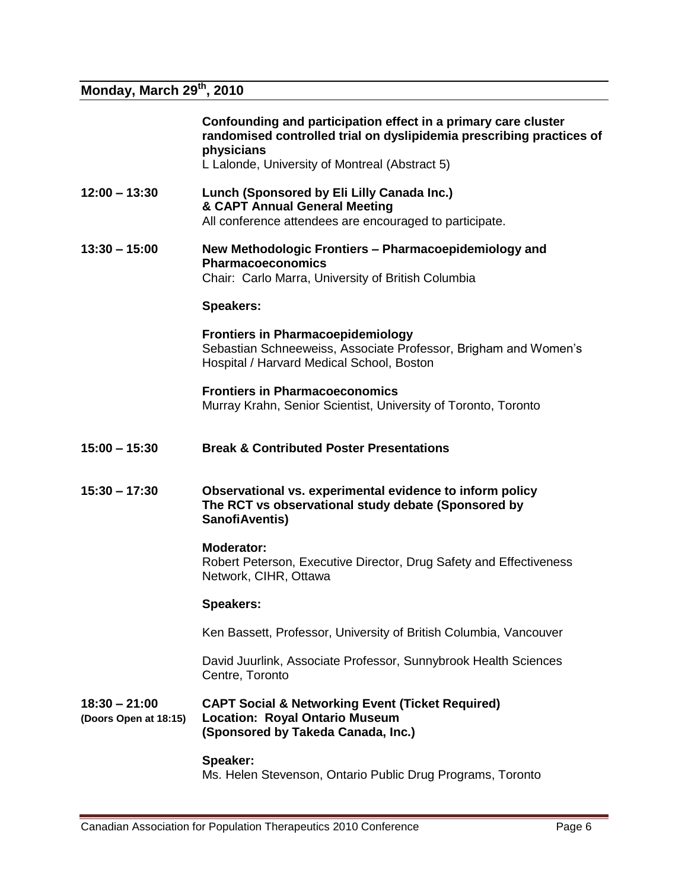## Monday, March 29th, 2010

**Confounding and participation effect in a primary care cluster randomised controlled trial on dyslipidemia prescribing practices of physicians**
L Lalonde, University of Montreal (Abstract 5)

**12:00 – 13:30** **Lunch (Sponsored by Eli Lilly Canada Inc.) & CAPT Annual General Meeting**
All conference attendees are encouraged to participate.

**13:30 – 15:00** **New Methodologic Frontiers – Pharmacoepidemiology and Pharmacoeconomics**
Chair: Carlo Marra, University of British Columbia

**Speakers:**

**Frontiers in Pharmacoepidemiology**
Sebastian Schneeweiss, Associate Professor, Brigham and Women's Hospital / Harvard Medical School, Boston

**Frontiers in Pharmacoeconomics**
Murray Krahn, Senior Scientist, University of Toronto, Toronto

**15:00 – 15:30** **Break & Contributed Poster Presentations**

**15:30 – 17:30** **Observational vs. experimental evidence to inform policy The RCT vs observational study debate (Sponsored by SanofiAventis)**

**Moderator:**
Robert Peterson, Executive Director, Drug Safety and Effectiveness Network, CIHR, Ottawa

**Speakers:**

Ken Bassett, Professor, University of British Columbia, Vancouver

David Juurlink, Associate Professor, Sunnybrook Health Sciences Centre, Toronto

**18:30 – 21:00 (Doors Open at 18:15)** **CAPT Social & Networking Event (Ticket Required) Location: Royal Ontario Museum (Sponsored by Takeda Canada, Inc.)**

**Speaker:**
Ms. Helen Stevenson, Ontario Public Drug Programs, Toronto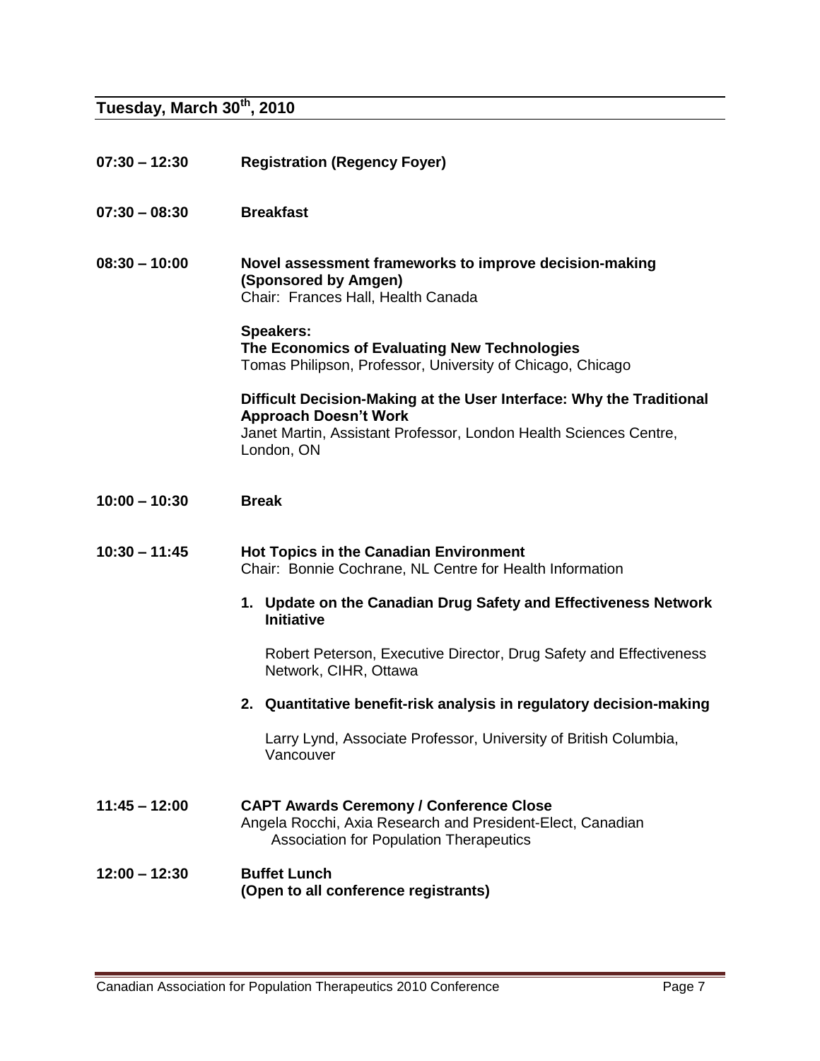## Tuesday, March 30th, 2010

**07:30 – 12:30** **Registration (Regency Foyer)**

**07:30 – 08:30** **Breakfast**

**08:30 – 10:00** **Novel assessment frameworks to improve decision-making (Sponsored by Amgen)**
Chair: Frances Hall, Health Canada

**Speakers:**
**The Economics of Evaluating New Technologies**
Tomas Philipson, Professor, University of Chicago, Chicago

**Difficult Decision-Making at the User Interface: Why the Traditional Approach Doesn't Work**
Janet Martin, Assistant Professor, London Health Sciences Centre, London, ON

**10:00 – 10:30** **Break**

**10:30 – 11:45** **Hot Topics in the Canadian Environment**
Chair: Bonnie Cochrane, NL Centre for Health Information

1. **Update on the Canadian Drug Safety and Effectiveness Network Initiative**

   Robert Peterson, Executive Director, Drug Safety and Effectiveness Network, CIHR, Ottawa

2. **Quantitative benefit-risk analysis in regulatory decision-making**

   Larry Lynd, Associate Professor, University of British Columbia, Vancouver

**11:45 – 12:00** **CAPT Awards Ceremony / Conference Close**
Angela Rocchi, Axia Research and President-Elect, Canadian Association for Population Therapeutics

**12:00 – 12:30** **Buffet Lunch**
**(Open to all conference registrants)**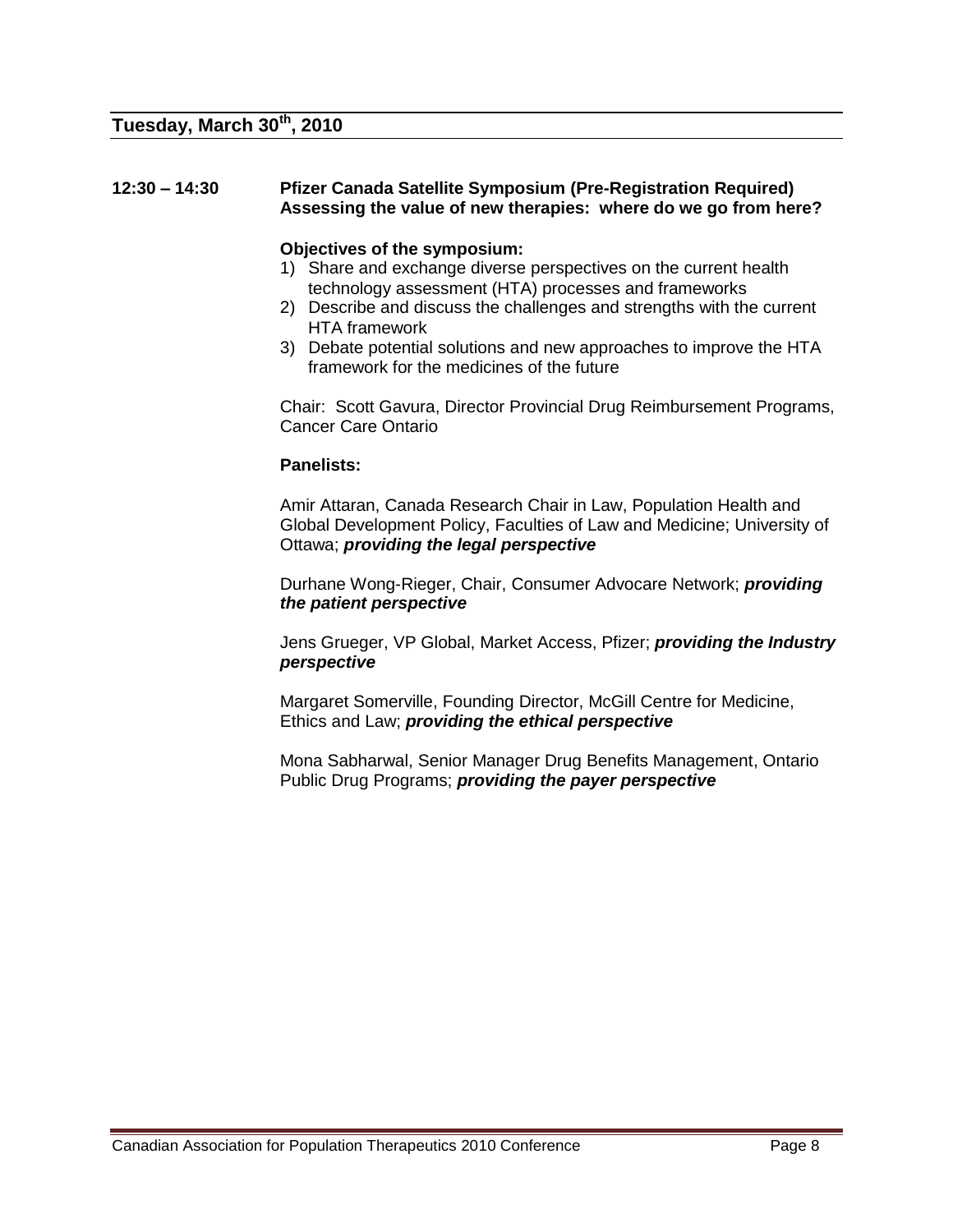## Tuesday, March 30th, 2010

**12:30 – 14:30** **Pfizer Canada Satellite Symposium (Pre-Registration Required)**
**Assessing the value of new therapies: where do we go from here?**

**Objectives of the symposium:**

1) Share and exchange diverse perspectives on the current health technology assessment (HTA) processes and frameworks
2) Describe and discuss the challenges and strengths with the current HTA framework
3) Debate potential solutions and new approaches to improve the HTA framework for the medicines of the future

Chair: Scott Gavura, Director Provincial Drug Reimbursement Programs, Cancer Care Ontario

**Panelists:**

Amir Attaran, Canada Research Chair in Law, Population Health and Global Development Policy, Faculties of Law and Medicine; University of Ottawa; ***providing the legal perspective***

Durhane Wong-Rieger, Chair, Consumer Advocare Network; ***providing the patient perspective***

Jens Grueger, VP Global, Market Access, Pfizer; ***providing the Industry perspective***

Margaret Somerville, Founding Director, McGill Centre for Medicine, Ethics and Law; ***providing the ethical perspective***

Mona Sabharwal, Senior Manager Drug Benefits Management, Ontario Public Drug Programs; ***providing the payer perspective***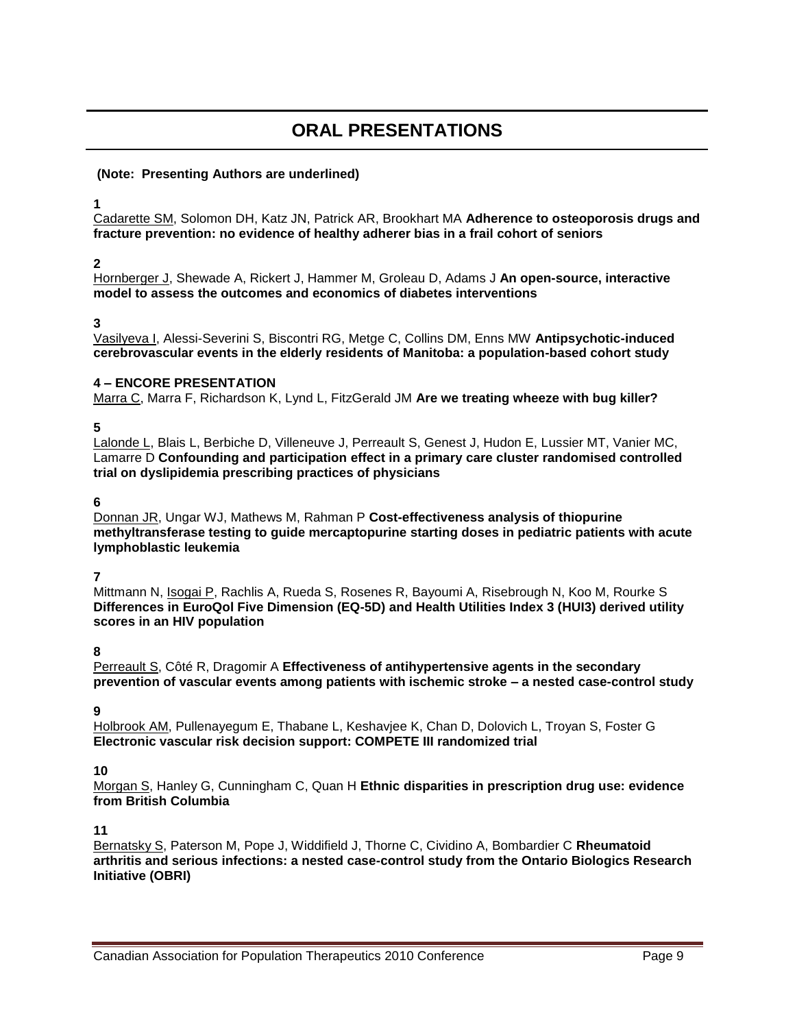# ORAL PRESENTATIONS

**(Note: Presenting Authors are underlined)**

**1**
<u>Cadarette SM</u>, Solomon DH, Katz JN, Patrick AR, Brookhart MA **Adherence to osteoporosis drugs and fracture prevention: no evidence of healthy adherer bias in a frail cohort of seniors**

**2**
<u>Hornberger J</u>, Shewade A, Rickert J, Hammer M, Groleau D, Adams J **An open-source, interactive model to assess the outcomes and economics of diabetes interventions**

**3**
<u>Vasilyeva I</u>, Alessi-Severini S, Biscontri RG, Metge C, Collins DM, Enns MW **Antipsychotic-induced cerebrovascular events in the elderly residents of Manitoba: a population-based cohort study**

**4 – ENCORE PRESENTATION**
<u>Marra C</u>, Marra F, Richardson K, Lynd L, FitzGerald JM **Are we treating wheeze with bug killer?**

**5**
<u>Lalonde L</u>, Blais L, Berbiche D, Villeneuve J, Perreault S, Genest J, Hudon E, Lussier MT, Vanier MC, Lamarre D **Confounding and participation effect in a primary care cluster randomised controlled trial on dyslipidemia prescribing practices of physicians**

**6**
<u>Donnan JR</u>, Ungar WJ, Mathews M, Rahman P **Cost-effectiveness analysis of thiopurine methyltransferase testing to guide mercaptopurine starting doses in pediatric patients with acute lymphoblastic leukemia**

**7**
Mittmann N, <u>Isogai P</u>, Rachlis A, Rueda S, Rosenes R, Bayoumi A, Risebrough N, Koo M, Rourke S **Differences in EuroQol Five Dimension (EQ-5D) and Health Utilities Index 3 (HUI3) derived utility scores in an HIV population**

**8**
<u>Perreault S</u>, Côté R, Dragomir A **Effectiveness of antihypertensive agents in the secondary prevention of vascular events among patients with ischemic stroke – a nested case-control study**

**9**
<u>Holbrook AM</u>, Pullenayegum E, Thabane L, Keshavjee K, Chan D, Dolovich L, Troyan S, Foster G **Electronic vascular risk decision support: COMPETE III randomized trial**

**10**
<u>Morgan S</u>, Hanley G, Cunningham C, Quan H **Ethnic disparities in prescription drug use: evidence from British Columbia**

**11**
<u>Bernatsky S</u>, Paterson M, Pope J, Widdifield J, Thorne C, Cividino A, Bombardier C **Rheumatoid arthritis and serious infections: a nested case-control study from the Ontario Biologics Research Initiative (OBRI)**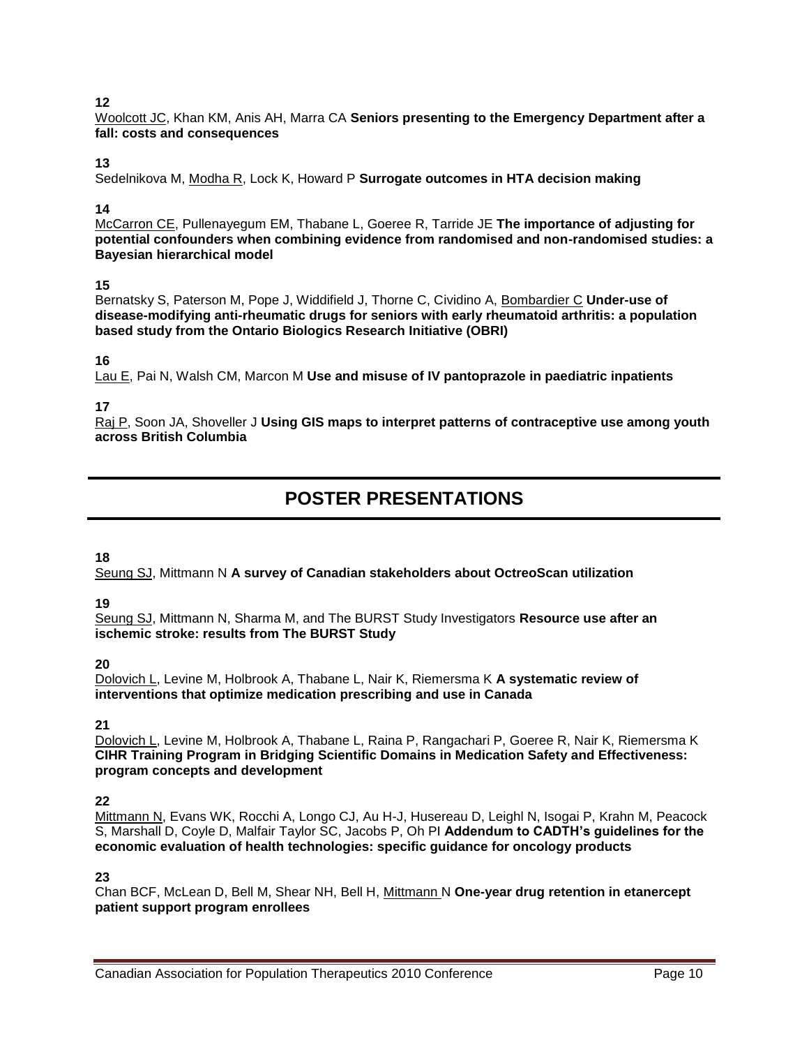**12**
<u>Woolcott JC</u>, Khan KM, Anis AH, Marra CA **Seniors presenting to the Emergency Department after a fall: costs and consequences**

**13**
Sedelnikova M, <u>Modha R</u>, Lock K, Howard P **Surrogate outcomes in HTA decision making**

**14**
<u>McCarron CE</u>, Pullenayegum EM, Thabane L, Goeree R, Tarride JE **The importance of adjusting for potential confounders when combining evidence from randomised and non-randomised studies: a Bayesian hierarchical model**

**15**
Bernatsky S, Paterson M, Pope J, Widdifield J, Thorne C, Cividino A, <u>Bombardier C</u> **Under-use of disease-modifying anti-rheumatic drugs for seniors with early rheumatoid arthritis: a population based study from the Ontario Biologics Research Initiative (OBRI)**

**16**
<u>Lau E</u>, Pai N, Walsh CM, Marcon M **Use and misuse of IV pantoprazole in paediatric inpatients**

**17**
<u>Raj P</u>, Soon JA, Shoveller J **Using GIS maps to interpret patterns of contraceptive use among youth across British Columbia**

# POSTER PRESENTATIONS

**18**
<u>Seung SJ</u>, Mittmann N **A survey of Canadian stakeholders about OctreoScan utilization**

**19**
<u>Seung SJ</u>, Mittmann N, Sharma M, and The BURST Study Investigators **Resource use after an ischemic stroke: results from The BURST Study**

**20**
<u>Dolovich L</u>, Levine M, Holbrook A, Thabane L, Nair K, Riemersma K **A systematic review of interventions that optimize medication prescribing and use in Canada**

**21**
<u>Dolovich L</u>, Levine M, Holbrook A, Thabane L, Raina P, Rangachari P, Goeree R, Nair K, Riemersma K **CIHR Training Program in Bridging Scientific Domains in Medication Safety and Effectiveness: program concepts and development**

**22**
<u>Mittmann N</u>, Evans WK, Rocchi A, Longo CJ, Au H-J, Husereau D, Leighl N, Isogai P, Krahn M, Peacock S, Marshall D, Coyle D, Malfair Taylor SC, Jacobs P, Oh PI **Addendum to CADTH's guidelines for the economic evaluation of health technologies: specific guidance for oncology products**

**23**
Chan BCF, McLean D, Bell M, Shear NH, Bell H, <u>Mittmann N</u> **One-year drug retention in etanercept patient support program enrollees**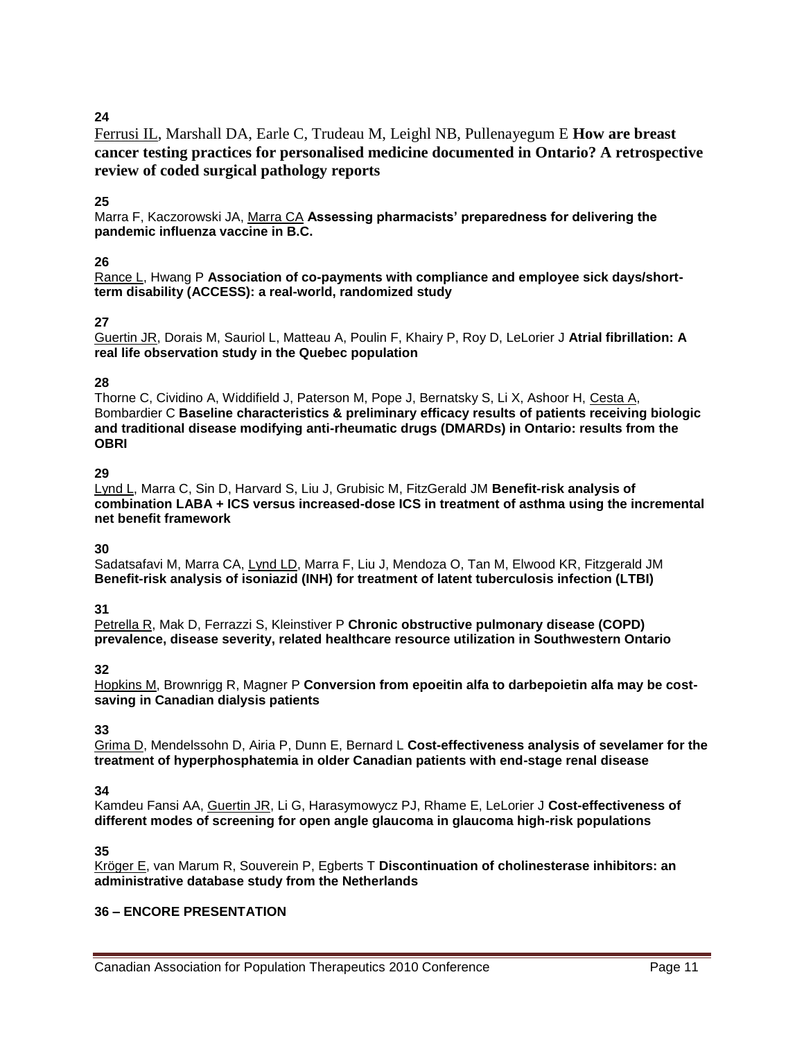**24**

<u>Ferrusi IL</u>, Marshall DA, Earle C, Trudeau M, Leighl NB, Pullenayegum E **How are breast cancer testing practices for personalised medicine documented in Ontario? A retrospective review of coded surgical pathology reports**

**25**

Marra F, Kaczorowski JA, <u>Marra CA</u> **Assessing pharmacists' preparedness for delivering the pandemic influenza vaccine in B.C.**

**26**

<u>Rance L</u>, Hwang P **Association of co-payments with compliance and employee sick days/short-term disability (ACCESS): a real-world, randomized study**

**27**

<u>Guertin JR</u>, Dorais M, Sauriol L, Matteau A, Poulin F, Khairy P, Roy D, LeLorier J **Atrial fibrillation: A real life observation study in the Quebec population**

**28**

Thorne C, Cividino A, Widdifield J, Paterson M, Pope J, Bernatsky S, Li X, Ashoor H, <u>Cesta A</u>, Bombardier C **Baseline characteristics & preliminary efficacy results of patients receiving biologic and traditional disease modifying anti-rheumatic drugs (DMARDs) in Ontario: results from the OBRI**

**29**

<u>Lynd L</u>, Marra C, Sin D, Harvard S, Liu J, Grubisic M, FitzGerald JM **Benefit-risk analysis of combination LABA + ICS versus increased-dose ICS in treatment of asthma using the incremental net benefit framework**

**30**

Sadatsafavi M, Marra CA, <u>Lynd LD</u>, Marra F, Liu J, Mendoza O, Tan M, Elwood KR, Fitzgerald JM **Benefit-risk analysis of isoniazid (INH) for treatment of latent tuberculosis infection (LTBI)**

**31**

<u>Petrella R</u>, Mak D, Ferrazzi S, Kleinstiver P **Chronic obstructive pulmonary disease (COPD) prevalence, disease severity, related healthcare resource utilization in Southwestern Ontario**

**32**

<u>Hopkins M</u>, Brownrigg R, Magner P **Conversion from epoeitin alfa to darbepoietin alfa may be cost-saving in Canadian dialysis patients**

**33**

<u>Grima D</u>, Mendelssohn D, Airia P, Dunn E, Bernard L **Cost-effectiveness analysis of sevelamer for the treatment of hyperphosphatemia in older Canadian patients with end-stage renal disease**

**34**

Kamdeu Fansi AA, <u>Guertin JR</u>, Li G, Harasymowycz PJ, Rhame E, LeLorier J **Cost-effectiveness of different modes of screening for open angle glaucoma in glaucoma high-risk populations**

**35**

<u>Kröger E</u>, van Marum R, Souverein P, Egberts T **Discontinuation of cholinesterase inhibitors: an administrative database study from the Netherlands**

**36 – ENCORE PRESENTATION**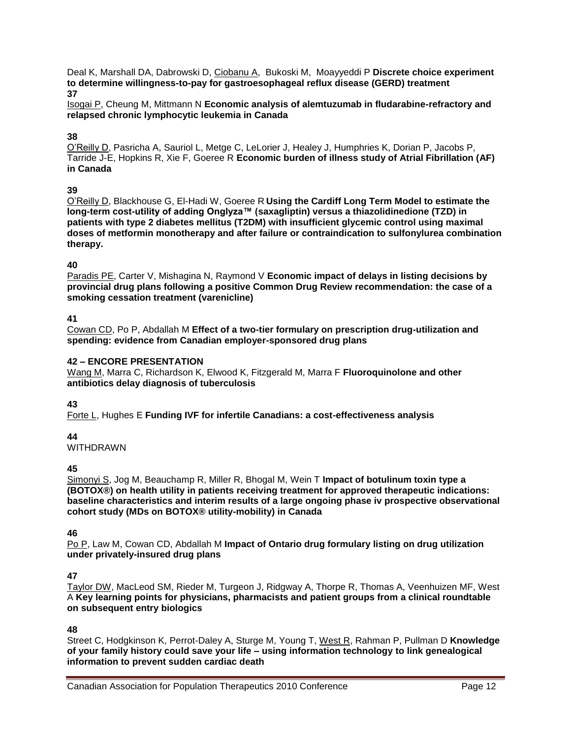Deal K, Marshall DA, Dabrowski D, Ciobanu A, Bukoski M, Moayyeddi P **Discrete choice experiment to determine willingness-to-pay for gastroesophageal reflux disease (GERD) treatment**

**37**

Isogai P, Cheung M, Mittmann N **Economic analysis of alemtuzumab in fludarabine-refractory and relapsed chronic lymphocytic leukemia in Canada**

**38**

O'Reilly D, Pasricha A, Sauriol L, Metge C, LeLorier J, Healey J, Humphries K, Dorian P, Jacobs P, Tarride J-E, Hopkins R, Xie F, Goeree R **Economic burden of illness study of Atrial Fibrillation (AF) in Canada**

**39**

O'Reilly D, Blackhouse G, El-Hadi W, Goeree R **Using the Cardiff Long Term Model to estimate the long-term cost-utility of adding Onglyza™ (saxagliptin) versus a thiazolidinedione (TZD) in patients with type 2 diabetes mellitus (T2DM) with insufficient glycemic control using maximal doses of metformin monotherapy and after failure or contraindication to sulfonylurea combination therapy.**

**40**

Paradis PE, Carter V, Mishagina N, Raymond V **Economic impact of delays in listing decisions by provincial drug plans following a positive Common Drug Review recommendation: the case of a smoking cessation treatment (varenicline)**

**41**

Cowan CD, Po P, Abdallah M **Effect of a two-tier formulary on prescription drug-utilization and spending: evidence from Canadian employer-sponsored drug plans**

**42 – ENCORE PRESENTATION**

Wang M, Marra C, Richardson K, Elwood K, Fitzgerald M, Marra F **Fluoroquinolone and other antibiotics delay diagnosis of tuberculosis**

**43**

Forte L, Hughes E **Funding IVF for infertile Canadians: a cost-effectiveness analysis**

**44**

WITHDRAWN

**45**

Simonyi S, Jog M, Beauchamp R, Miller R, Bhogal M, Wein T **Impact of botulinum toxin type a (BOTOX®) on health utility in patients receiving treatment for approved therapeutic indications: baseline characteristics and interim results of a large ongoing phase iv prospective observational cohort study (MDs on BOTOX® utility-mobility) in Canada**

**46**

Po P, Law M, Cowan CD, Abdallah M **Impact of Ontario drug formulary listing on drug utilization under privately-insured drug plans**

**47**

Taylor DW, MacLeod SM, Rieder M, Turgeon J, Ridgway A, Thorpe R, Thomas A, Veenhuizen MF, West A **Key learning points for physicians, pharmacists and patient groups from a clinical roundtable on subsequent entry biologics**

**48**

Street C, Hodgkinson K, Perrot-Daley A, Sturge M, Young T, West R, Rahman P, Pullman D **Knowledge of your family history could save your life – using information technology to link genealogical information to prevent sudden cardiac death**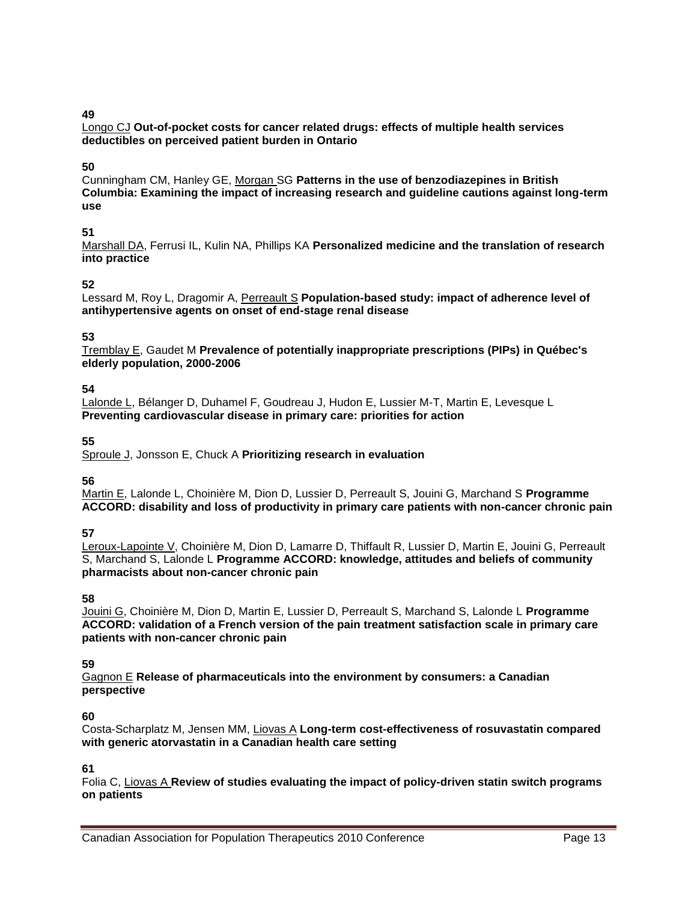**49**

<u>Longo CJ</u> **Out-of-pocket costs for cancer related drugs: effects of multiple health services deductibles on perceived patient burden in Ontario**

**50**

Cunningham CM, Hanley GE, <u>Morgan</u> SG **Patterns in the use of benzodiazepines in British Columbia: Examining the impact of increasing research and guideline cautions against long-term use**

**51**

<u>Marshall DA</u>, Ferrusi IL, Kulin NA, Phillips KA **Personalized medicine and the translation of research into practice**

**52**

Lessard M, Roy L, Dragomir A, <u>Perreault S</u> **Population-based study: impact of adherence level of antihypertensive agents on onset of end-stage renal disease**

**53**

<u>Tremblay E</u>, Gaudet M **Prevalence of potentially inappropriate prescriptions (PIPs) in Québec's elderly population, 2000-2006**

**54**

<u>Lalonde L</u>, Bélanger D, Duhamel F, Goudreau J, Hudon E, Lussier M-T, Martin E, Levesque L **Preventing cardiovascular disease in primary care: priorities for action**

**55**

<u>Sproule J</u>, Jonsson E, Chuck A **Prioritizing research in evaluation**

**56**

<u>Martin E</u>, Lalonde L, Choinière M, Dion D, Lussier D, Perreault S, Jouini G, Marchand S **Programme ACCORD: disability and loss of productivity in primary care patients with non-cancer chronic pain**

**57**

<u>Leroux-Lapointe V</u>, Choinière M, Dion D, Lamarre D, Thiffault R, Lussier D, Martin E, Jouini G, Perreault S, Marchand S, Lalonde L **Programme ACCORD: knowledge, attitudes and beliefs of community pharmacists about non-cancer chronic pain**

**58**

<u>Jouini G</u>, Choinière M, Dion D, Martin E, Lussier D, Perreault S, Marchand S, Lalonde L **Programme ACCORD: validation of a French version of the pain treatment satisfaction scale in primary care patients with non-cancer chronic pain**

**59**

<u>Gagnon E</u> **Release of pharmaceuticals into the environment by consumers: a Canadian perspective**

**60**

Costa-Scharplatz M, Jensen MM, <u>Liovas A</u> **Long-term cost-effectiveness of rosuvastatin compared with generic atorvastatin in a Canadian health care setting**

**61**

Folia C, <u>Liovas A</u> **Review of studies evaluating the impact of policy-driven statin switch programs on patients**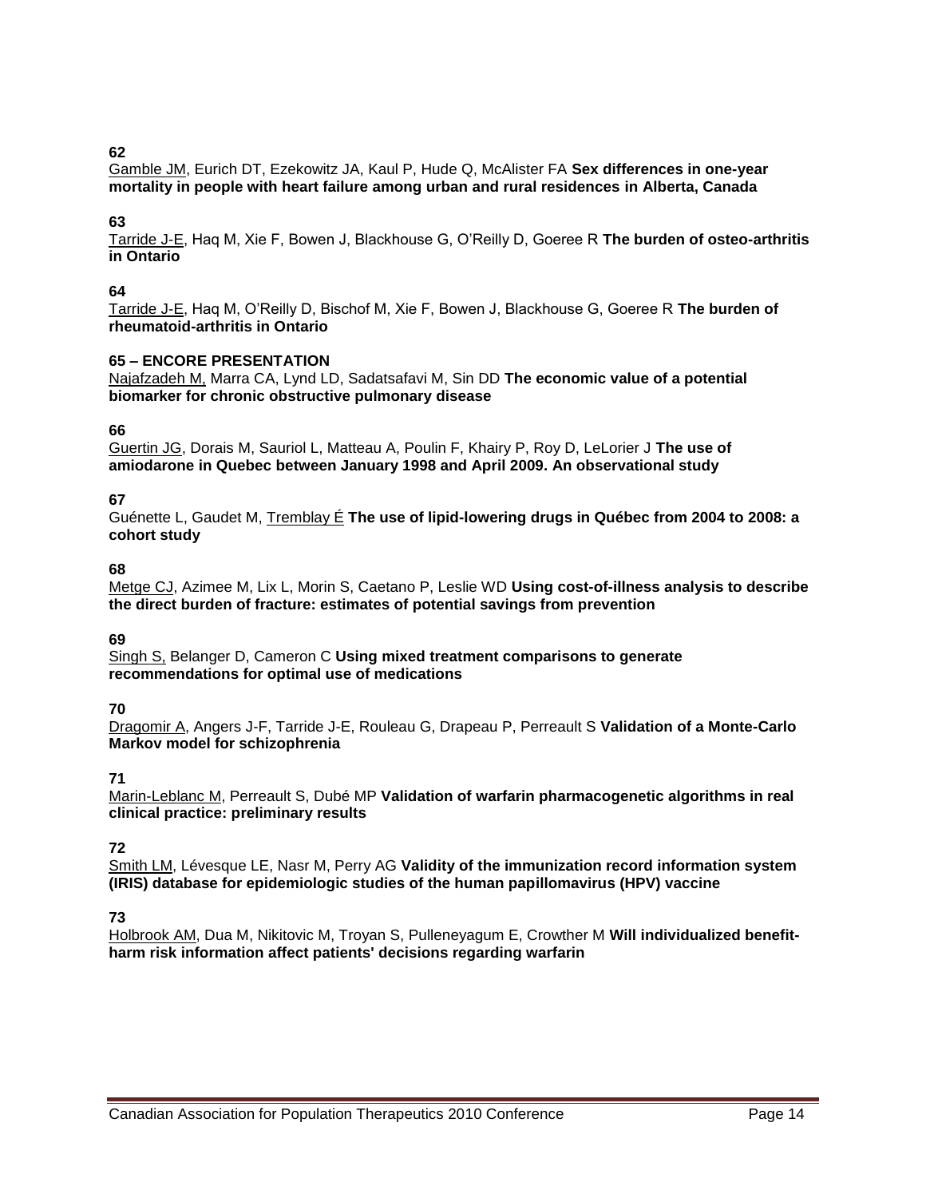**62**
Gamble JM, Eurich DT, Ezekowitz JA, Kaul P, Hude Q, McAlister FA **Sex differences in one-year mortality in people with heart failure among urban and rural residences in Alberta, Canada**

**63**
Tarride J-E, Haq M, Xie F, Bowen J, Blackhouse G, O'Reilly D, Goeree R **The burden of osteo-arthritis in Ontario**

**64**
Tarride J-E, Haq M, O'Reilly D, Bischof M, Xie F, Bowen J, Blackhouse G, Goeree R **The burden of rheumatoid-arthritis in Ontario**

**65 – ENCORE PRESENTATION**
Najafzadeh M, Marra CA, Lynd LD, Sadatsafavi M, Sin DD **The economic value of a potential biomarker for chronic obstructive pulmonary disease**

**66**
Guertin JG, Dorais M, Sauriol L, Matteau A, Poulin F, Khairy P, Roy D, LeLorier J **The use of amiodarone in Quebec between January 1998 and April 2009. An observational study**

**67**
Guénette L, Gaudet M, Tremblay É **The use of lipid-lowering drugs in Québec from 2004 to 2008: a cohort study**

**68**
Metge CJ, Azimee M, Lix L, Morin S, Caetano P, Leslie WD **Using cost-of-illness analysis to describe the direct burden of fracture: estimates of potential savings from prevention**

**69**
Singh S, Belanger D, Cameron C **Using mixed treatment comparisons to generate recommendations for optimal use of medications**

**70**
Dragomir A, Angers J-F, Tarride J-E, Rouleau G, Drapeau P, Perreault S **Validation of a Monte-Carlo Markov model for schizophrenia**

**71**
Marin-Leblanc M, Perreault S, Dubé MP **Validation of warfarin pharmacogenetic algorithms in real clinical practice: preliminary results**

**72**
Smith LM, Lévesque LE, Nasr M, Perry AG **Validity of the immunization record information system (IRIS) database for epidemiologic studies of the human papillomavirus (HPV) vaccine**

**73**
Holbrook AM, Dua M, Nikitovic M, Troyan S, Pulleneyagum E, Crowther M **Will individualized benefit-harm risk information affect patients' decisions regarding warfarin**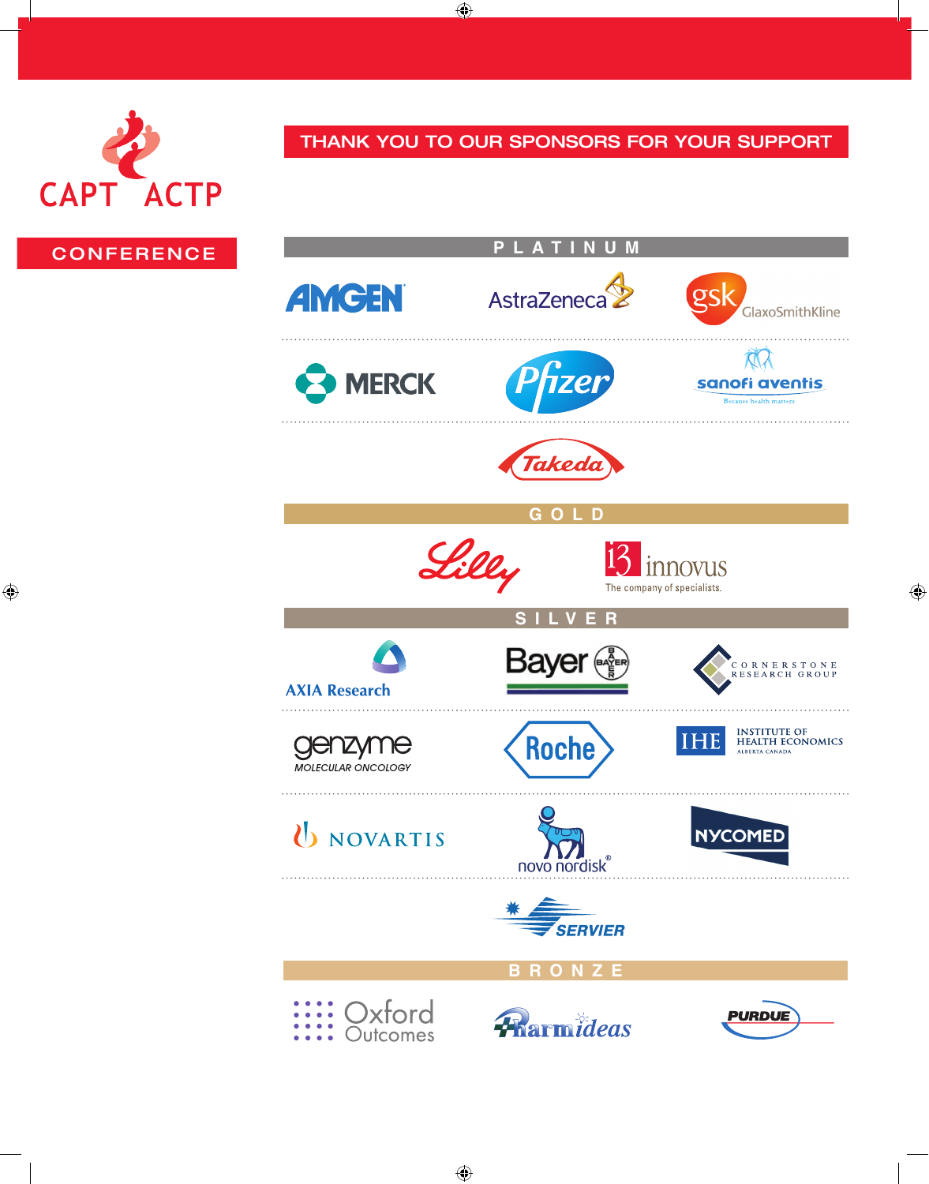CAPT ACTP

CONFERENCE

## THANK YOU TO OUR SPONSORS FOR YOUR SUPPORT

### PLATINUM

AMGEN

AstraZeneca

gsk GlaxoSmithKline

MERCK

Pfizer

sanofi aventis
Because health matters

Takeda

### GOLD

Lilly

i3 innovus
The company of specialists.

### SILVER

AXIA Research

Bayer

CORNERSTONE RESEARCH GROUP

genzyme
MOLECULAR ONCOLOGY

Roche

IHE INSTITUTE OF HEALTH ECONOMICS
ALBERTA CANADA

NOVARTIS

novo nordisk®

NYCOMED

SERVIER

### BRONZE

Oxford Outcomes

Pharmideas

PURDUE